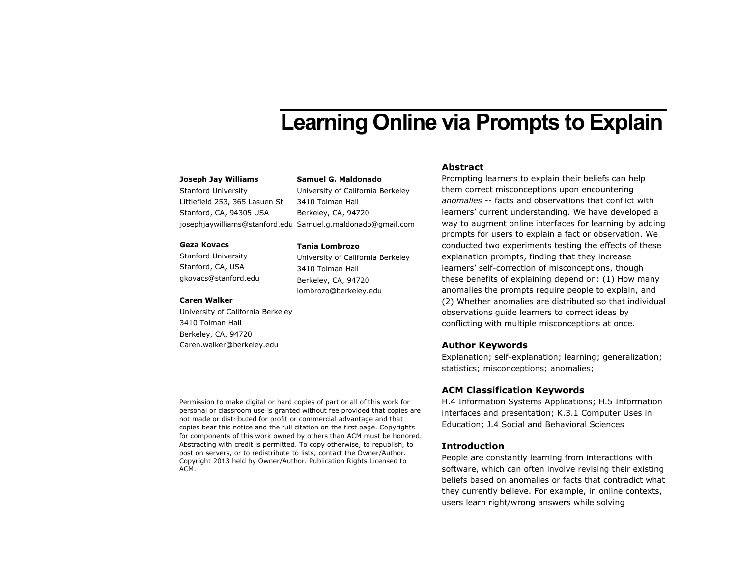# Learning Online via Prompts to Explain

**Joseph Jay Williams**
Stanford University
Littlefield 253, 365 Lasuen St
Stanford, CA, 94305 USA
josephjaywilliams@stanford.edu

**Samuel G. Maldonado**
University of California Berkeley
3410 Tolman Hall
Berkeley, CA, 94720
Samuel.g.maldonado@gmail.com

**Geza Kovacs**
Stanford University
Stanford, CA, USA
gkovacs@stanford.edu

**Tania Lombrozo**
University of California Berkeley
3410 Tolman Hall
Berkeley, CA, 94720
lombrozo@berkeley.edu

**Caren Walker**
University of California Berkeley
3410 Tolman Hall
Berkeley, CA, 94720
Caren.walker@berkeley.edu

Permission to make digital or hard copies of part or all of this work for personal or classroom use is granted without fee provided that copies are not made or distributed for profit or commercial advantage and that copies bear this notice and the full citation on the first page. Copyrights for components of this work owned by others than ACM must be honored. Abstracting with credit is permitted. To copy otherwise, to republish, to post on servers, or to redistribute to lists, contact the Owner/Author. Copyright 2013 held by Owner/Author. Publication Rights Licensed to ACM.

## Abstract

Prompting learners to explain their beliefs can help them correct misconceptions upon encountering *anomalies* -- facts and observations that conflict with learners' current understanding. We have developed a way to augment online interfaces for learning by adding prompts for users to explain a fact or observation. We conducted two experiments testing the effects of these explanation prompts, finding that they increase learners' self-correction of misconceptions, though these benefits of explaining depend on: (1) How many anomalies the prompts require people to explain, and (2) Whether anomalies are distributed so that individual observations guide learners to correct ideas by conflicting with multiple misconceptions at once.

## Author Keywords

Explanation; self-explanation; learning; generalization; statistics; misconceptions; anomalies;

## ACM Classification Keywords

H.4 Information Systems Applications; H.5 Information interfaces and presentation; K.3.1 Computer Uses in Education; J.4 Social and Behavioral Sciences

## Introduction

People are constantly learning from interactions with software, which can often involve revising their existing beliefs based on anomalies or facts that contradict what they currently believe. For example, in online contexts, users learn right/wrong answers while solving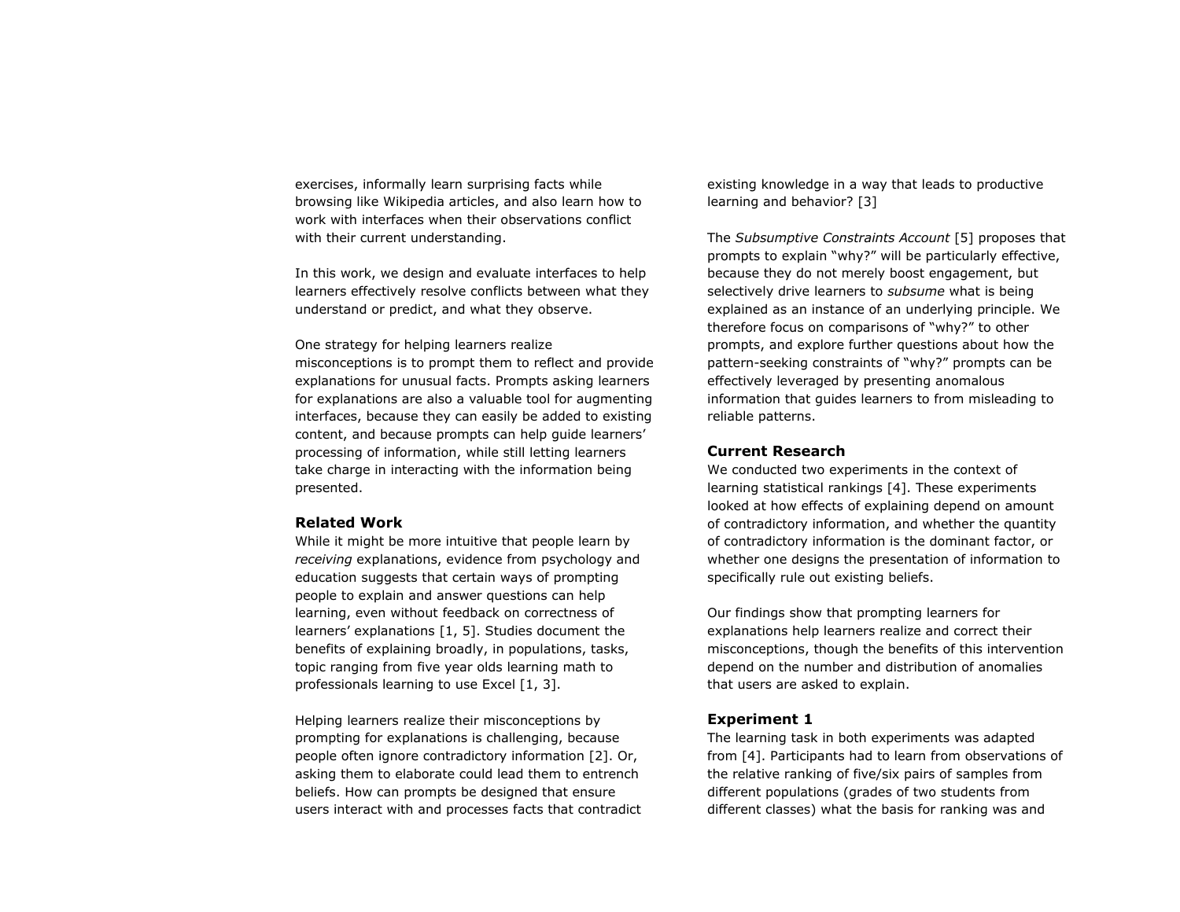exercises, informally learn surprising facts while browsing like Wikipedia articles, and also learn how to work with interfaces when their observations conflict with their current understanding.

In this work, we design and evaluate interfaces to help learners effectively resolve conflicts between what they understand or predict, and what they observe.

One strategy for helping learners realize misconceptions is to prompt them to reflect and provide explanations for unusual facts. Prompts asking learners for explanations are also a valuable tool for augmenting interfaces, because they can easily be added to existing content, and because prompts can help guide learners' processing of information, while still letting learners take charge in interacting with the information being presented.

## Related Work

While it might be more intuitive that people learn by *receiving* explanations, evidence from psychology and education suggests that certain ways of prompting people to explain and answer questions can help learning, even without feedback on correctness of learners' explanations [1, 5]. Studies document the benefits of explaining broadly, in populations, tasks, topic ranging from five year olds learning math to professionals learning to use Excel [1, 3].

Helping learners realize their misconceptions by prompting for explanations is challenging, because people often ignore contradictory information [2]. Or, asking them to elaborate could lead them to entrench beliefs. How can prompts be designed that ensure users interact with and processes facts that contradict existing knowledge in a way that leads to productive learning and behavior? [3]

The *Subsumptive Constraints Account* [5] proposes that prompts to explain "why?" will be particularly effective, because they do not merely boost engagement, but selectively drive learners to *subsume* what is being explained as an instance of an underlying principle. We therefore focus on comparisons of "why?" to other prompts, and explore further questions about how the pattern-seeking constraints of "why?" prompts can be effectively leveraged by presenting anomalous information that guides learners to from misleading to reliable patterns.

## Current Research

We conducted two experiments in the context of learning statistical rankings [4]. These experiments looked at how effects of explaining depend on amount of contradictory information, and whether the quantity of contradictory information is the dominant factor, or whether one designs the presentation of information to specifically rule out existing beliefs.

Our findings show that prompting learners for explanations help learners realize and correct their misconceptions, though the benefits of this intervention depend on the number and distribution of anomalies that users are asked to explain.

## Experiment 1

The learning task in both experiments was adapted from [4]. Participants had to learn from observations of the relative ranking of five/six pairs of samples from different populations (grades of two students from different classes) what the basis for ranking was and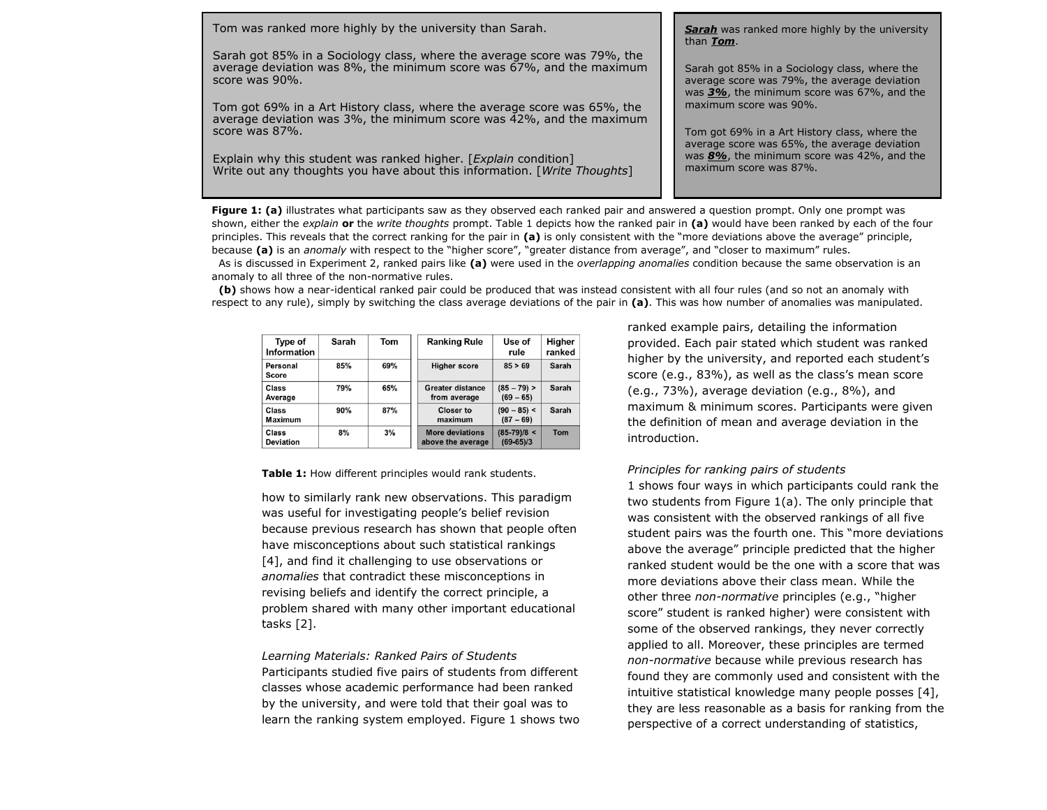Tom was ranked more highly by the university than Sarah.

Sarah got 85% in a Sociology class, where the average score was 79%, the average deviation was 8%, the minimum score was 67%, and the maximum score was 90%.

Tom got 69% in a Art History class, where the average score was 65%, the average deviation was 3%, the minimum score was 42%, and the maximum score was 87%.

Explain why this student was ranked higher. [*Explain* condition]
Write out any thoughts you have about this information. [*Write Thoughts*]

***Sarah*** was ranked more highly by the university than ***Tom***.

Sarah got 85% in a Sociology class, where the average score was 79%, the average deviation was ***3%***, the minimum score was 67%, and the maximum score was 90%.

Tom got 69% in a Art History class, where the average score was 65%, the average deviation was ***8%***, the minimum score was 42%, and the maximum score was 87%.

**Figure 1: (a)** illustrates what participants saw as they observed each ranked pair and answered a question prompt. Only one prompt was shown, either the *explain* **or** the *write thoughts* prompt. Table 1 depicts how the ranked pair in **(a)** would have been ranked by each of the four principles. This reveals that the correct ranking for the pair in **(a)** is only consistent with the "more deviations above the average" principle, because **(a)** is an *anomaly* with respect to the "higher score", "greater distance from average", and "closer to maximum" rules.
As is discussed in Experiment 2, ranked pairs like **(a)** were used in the *overlapping anomalies* condition because the same observation is an anomaly to all three of the non-normative rules.
**(b)** shows how a near-identical ranked pair could be produced that was instead consistent with all four rules (and so not an anomaly with respect to any rule), simply by switching the class average deviations of the pair in **(a)**. This was how number of anomalies was manipulated.

| Type of Information | Sarah | Tom |
|---|---|---|
| Personal Score | 85% | 69% |
| Class Average | 79% | 65% |
| Class Maximum | 90% | 87% |
| Class Deviation | 8% | 3% |

| Ranking Rule | Use of rule | Higher ranked |
|---|---|---|
| Higher score | 85 > 69 | Sarah |
| Greater distance from average | (85 – 79) > (69 – 65) | Sarah |
| Closer to maximum | (90 – 85) < (87 – 69) | Sarah |
| More deviations above the average | (85-79)/8 < (69-65)/3 | Tom |

**Table 1:** How different principles would rank students.

how to similarly rank new observations. This paradigm was useful for investigating people's belief revision because previous research has shown that people often have misconceptions about such statistical rankings [4], and find it challenging to use observations or *anomalies* that contradict these misconceptions in revising beliefs and identify the correct principle, a problem shared with many other important educational tasks [2].

*Learning Materials: Ranked Pairs of Students*
Participants studied five pairs of students from different classes whose academic performance had been ranked by the university, and were told that their goal was to learn the ranking system employed. Figure 1 shows two ranked example pairs, detailing the information provided. Each pair stated which student was ranked higher by the university, and reported each student's score (e.g., 83%), as well as the class's mean score (e.g., 73%), average deviation (e.g., 8%), and maximum & minimum scores. Participants were given the definition of mean and average deviation in the introduction.

*Principles for ranking pairs of students*
1 shows four ways in which participants could rank the two students from Figure 1(a). The only principle that was consistent with the observed rankings of all five student pairs was the fourth one. This "more deviations above the average" principle predicted that the higher ranked student would be the one with a score that was more deviations above their class mean. While the other three *non-normative* principles (e.g., "higher score" student is ranked higher) were consistent with some of the observed rankings, they never correctly applied to all. Moreover, these principles are termed *non-normative* because while previous research has found they are commonly used and consistent with the intuitive statistical knowledge many people posses [4], they are less reasonable as a basis for ranking from the perspective of a correct understanding of statistics,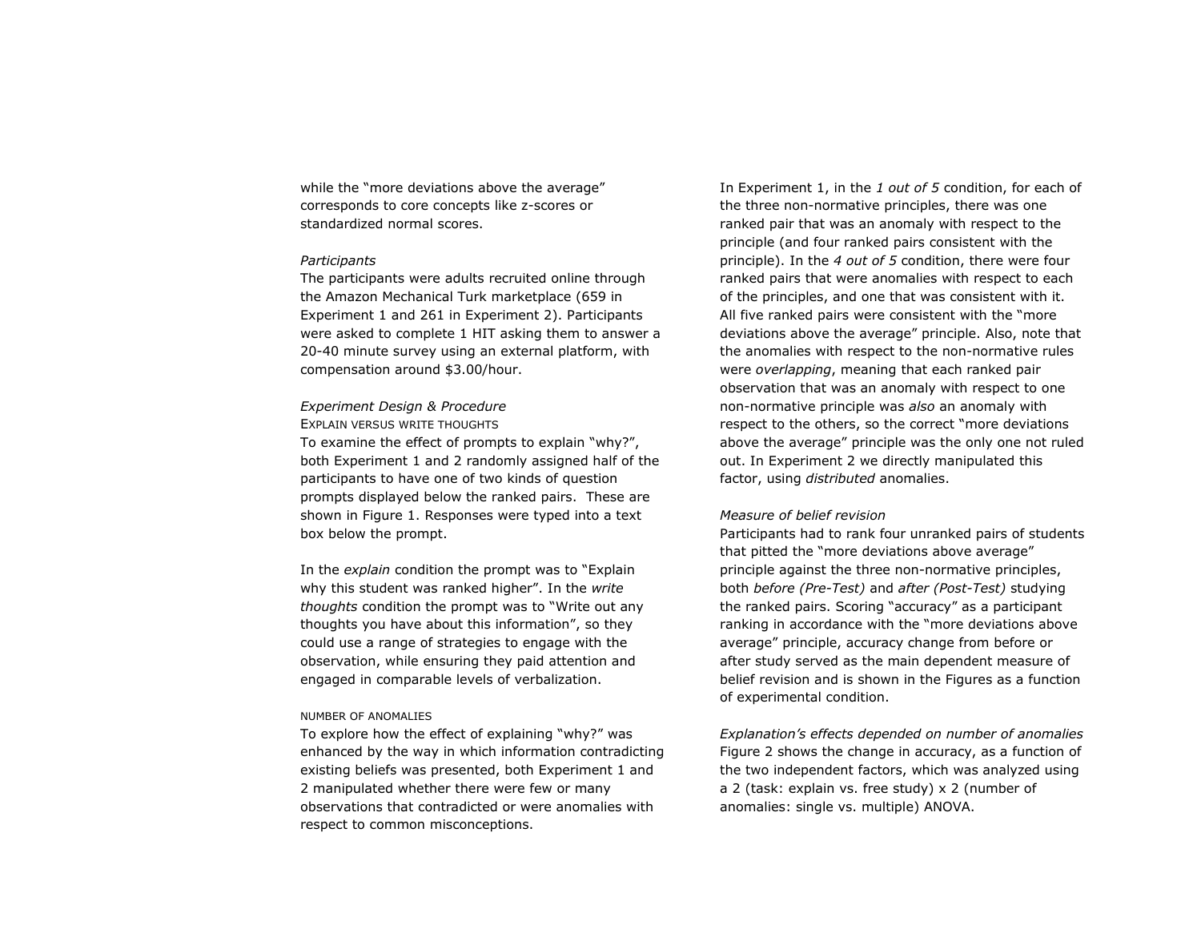while the "more deviations above the average" corresponds to core concepts like z-scores or standardized normal scores.

*Participants*

The participants were adults recruited online through the Amazon Mechanical Turk marketplace (659 in Experiment 1 and 261 in Experiment 2). Participants were asked to complete 1 HIT asking them to answer a 20-40 minute survey using an external platform, with compensation around $3.00/hour.

*Experiment Design & Procedure*

EXPLAIN VERSUS WRITE THOUGHTS

To examine the effect of prompts to explain "why?", both Experiment 1 and 2 randomly assigned half of the participants to have one of two kinds of question prompts displayed below the ranked pairs. These are shown in Figure 1. Responses were typed into a text box below the prompt.

In the *explain* condition the prompt was to "Explain why this student was ranked higher". In the *write thoughts* condition the prompt was to "Write out any thoughts you have about this information", so they could use a range of strategies to engage with the observation, while ensuring they paid attention and engaged in comparable levels of verbalization.

NUMBER OF ANOMALIES

To explore how the effect of explaining "why?" was enhanced by the way in which information contradicting existing beliefs was presented, both Experiment 1 and 2 manipulated whether there were few or many observations that contradicted or were anomalies with respect to common misconceptions.

In Experiment 1, in the *1 out of 5* condition, for each of the three non-normative principles, there was one ranked pair that was an anomaly with respect to the principle (and four ranked pairs consistent with the principle). In the *4 out of 5* condition, there were four ranked pairs that were anomalies with respect to each of the principles, and one that was consistent with it. All five ranked pairs were consistent with the "more deviations above the average" principle. Also, note that the anomalies with respect to the non-normative rules were *overlapping*, meaning that each ranked pair observation that was an anomaly with respect to one non-normative principle was *also* an anomaly with respect to the others, so the correct "more deviations above the average" principle was the only one not ruled out. In Experiment 2 we directly manipulated this factor, using *distributed* anomalies.

*Measure of belief revision*

Participants had to rank four unranked pairs of students that pitted the "more deviations above average" principle against the three non-normative principles, both *before (Pre-Test)* and *after (Post-Test)* studying the ranked pairs. Scoring "accuracy" as a participant ranking in accordance with the "more deviations above average" principle, accuracy change from before or after study served as the main dependent measure of belief revision and is shown in the Figures as a function of experimental condition.

*Explanation's effects depended on number of anomalies*

Figure 2 shows the change in accuracy, as a function of the two independent factors, which was analyzed using a 2 (task: explain vs. free study) x 2 (number of anomalies: single vs. multiple) ANOVA.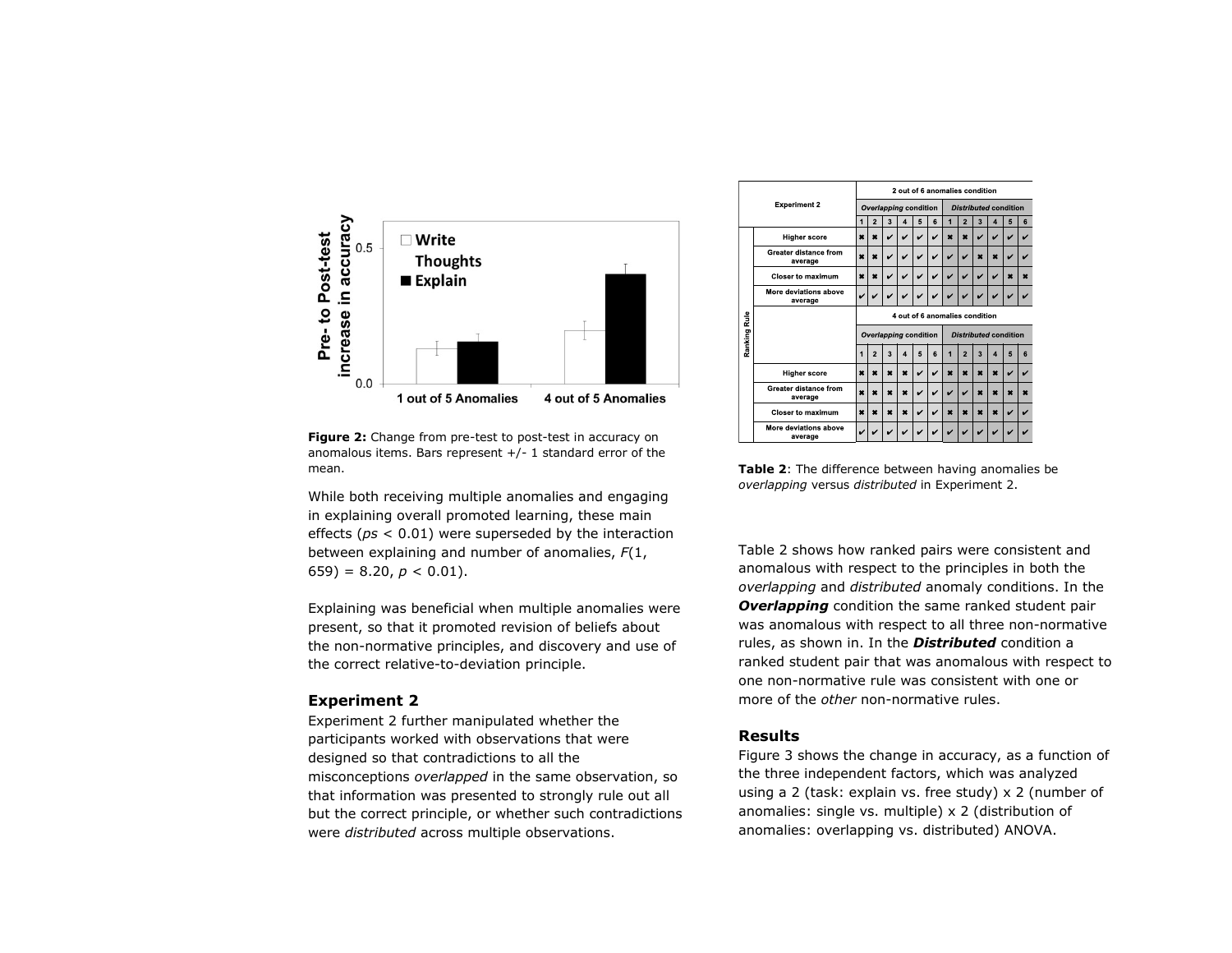**Figure 2:** Change from pre-test to post-test in accuracy on anomalous items. Bars represent +/- 1 standard error of the mean.

While both receiving multiple anomalies and engaging in explaining overall promoted learning, these main effects (*ps* < 0.01) were superseded by the interaction between explaining and number of anomalies, $F(1, 659) = 8.20$, $p < 0.01$).

Explaining was beneficial when multiple anomalies were present, so that it promoted revision of beliefs about the non-normative principles, and discovery and use of the correct relative-to-deviation principle.

### Experiment 2

Experiment 2 further manipulated whether the participants worked with observations that were designed so that contradictions to all the misconceptions *overlapped* in the same observation, so that information was presented to strongly rule out all but the correct principle, or whether such contradictions were *distributed* across multiple observations.

| Experiment 2 | 2 out of 6 anomalies condition | | | | | | | | | | | |
|---|---|---|---|---|---|---|---|---|---|---|---|---|
| | *Overlapping* condition | | | | | | *Distributed* condition | | | | | |
| Ranking Rule | 1 | 2 | 3 | 4 | 5 | 6 | 1 | 2 | 3 | 4 | 5 | 6 |
| Higher score | ✖ | ✖ | ✔ | ✔ | ✔ | ✔ | ✖ | ✖ | ✔ | ✔ | ✔ | ✔ |
| Greater distance from average | ✖ | ✖ | ✔ | ✔ | ✔ | ✔ | ✔ | ✔ | ✖ | ✖ | ✔ | ✔ |
| Closer to maximum | ✖ | ✖ | ✔ | ✔ | ✔ | ✔ | ✔ | ✔ | ✔ | ✔ | ✖ | ✖ |
| More deviations above average | ✔ | ✔ | ✔ | ✔ | ✔ | ✔ | ✔ | ✔ | ✔ | ✔ | ✔ | ✔ |
| | 4 out of 6 anomalies condition | | | | | | | | | | | |
| | *Overlapping* condition | | | | | | *Distributed* condition | | | | | |
| | 1 | 2 | 3 | 4 | 5 | 6 | 1 | 2 | 3 | 4 | 5 | 6 |
| Higher score | ✖ | ✖ | ✖ | ✖ | ✔ | ✔ | ✖ | ✖ | ✖ | ✖ | ✔ | ✔ |
| Greater distance from average | ✖ | ✖ | ✖ | ✖ | ✔ | ✔ | ✔ | ✔ | ✖ | ✖ | ✖ | ✖ |
| Closer to maximum | ✖ | ✖ | ✖ | ✖ | ✔ | ✔ | ✖ | ✖ | ✖ | ✖ | ✔ | ✔ |
| More deviations above average | ✔ | ✔ | ✔ | ✔ | ✔ | ✔ | ✔ | ✔ | ✔ | ✔ | ✔ | ✔ |

**Table 2**: The difference between having anomalies be *overlapping* versus *distributed* in Experiment 2.

Table 2 shows how ranked pairs were consistent and anomalous with respect to the principles in both the *overlapping* and *distributed* anomaly conditions. In the ***Overlapping*** condition the same ranked student pair was anomalous with respect to all three non-normative rules, as shown in. In the ***Distributed*** condition a ranked student pair that was anomalous with respect to one non-normative rule was consistent with one or more of the *other* non-normative rules.

### Results

Figure 3 shows the change in accuracy, as a function of the three independent factors, which was analyzed using a 2 (task: explain vs. free study) x 2 (number of anomalies: single vs. multiple) x 2 (distribution of anomalies: overlapping vs. distributed) ANOVA.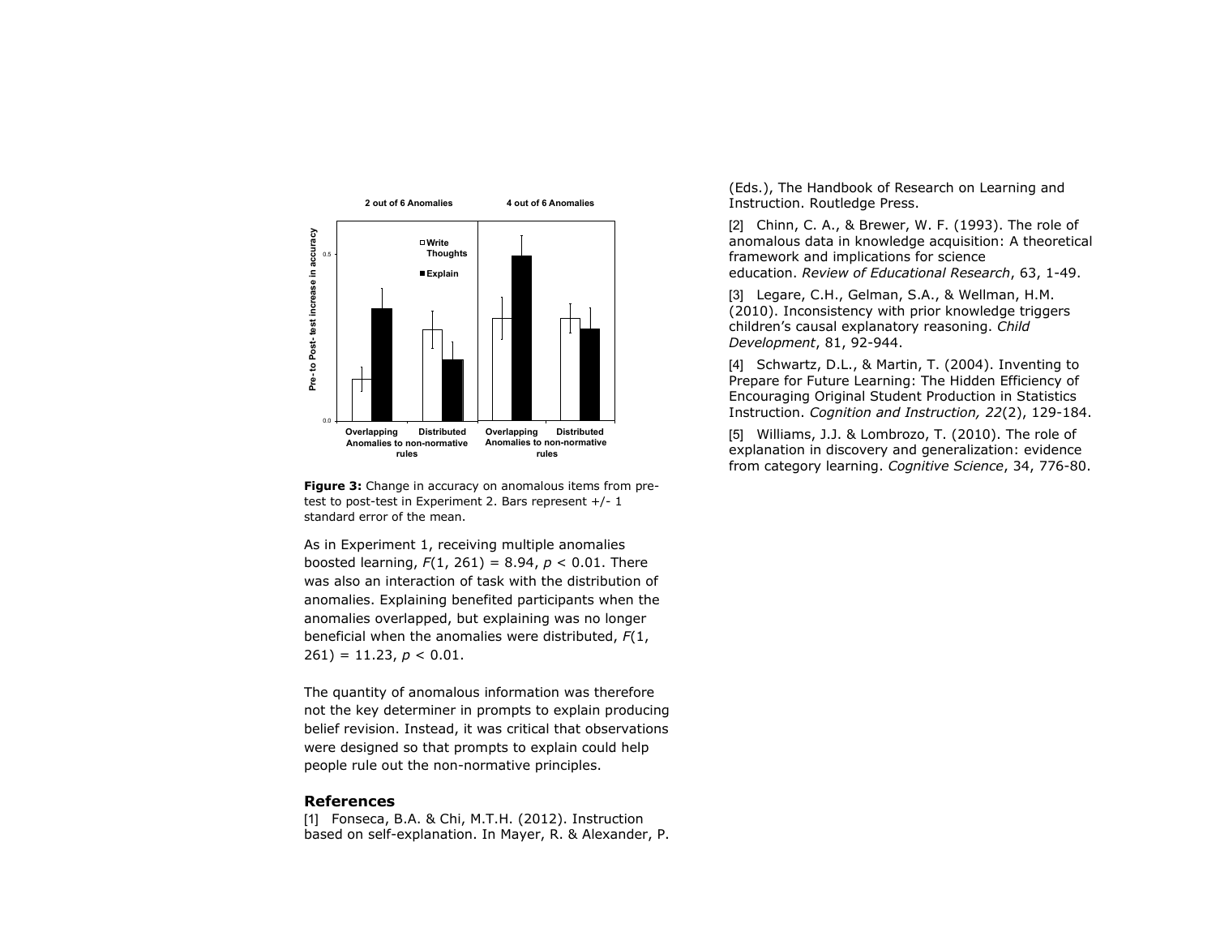2 out of 6 Anomalies

4 out of 6 Anomalies

Pre- to Post- test increase in accuracy

0.5

0.0

Write Thoughts

Explain

Overlapping

Distributed

Anomalies to non-normative rules

Overlapping

Distributed

Anomalies to non-normative rules

**Figure 3:** Change in accuracy on anomalous items from pre-test to post-test in Experiment 2. Bars represent +/- 1 standard error of the mean.

As in Experiment 1, receiving multiple anomalies boosted learning, $F(1, 261) = 8.94$, $p < 0.01$. There was also an interaction of task with the distribution of anomalies. Explaining benefited participants when the anomalies overlapped, but explaining was no longer beneficial when the anomalies were distributed, $F(1, 261) = 11.23$, $p < 0.01$.

The quantity of anomalous information was therefore not the key determiner in prompts to explain producing belief revision. Instead, it was critical that observations were designed so that prompts to explain could help people rule out the non-normative principles.

## References

[1] Fonseca, B.A. & Chi, M.T.H. (2012). Instruction based on self-explanation. In Mayer, R. & Alexander, P. (Eds.), The Handbook of Research on Learning and Instruction. Routledge Press.

[2] Chinn, C. A., & Brewer, W. F. (1993). The role of anomalous data in knowledge acquisition: A theoretical framework and implications for science education. *Review of Educational Research*, 63, 1-49.

[3] Legare, C.H., Gelman, S.A., & Wellman, H.M. (2010). Inconsistency with prior knowledge triggers children's causal explanatory reasoning. *Child Development*, 81, 92-944.

[4] Schwartz, D.L., & Martin, T. (2004). Inventing to Prepare for Future Learning: The Hidden Efficiency of Encouraging Original Student Production in Statistics Instruction. *Cognition and Instruction, 22*(2), 129-184.

[5] Williams, J.J. & Lombrozo, T. (2010). The role of explanation in discovery and generalization: evidence from category learning. *Cognitive Science*, 34, 776-80.